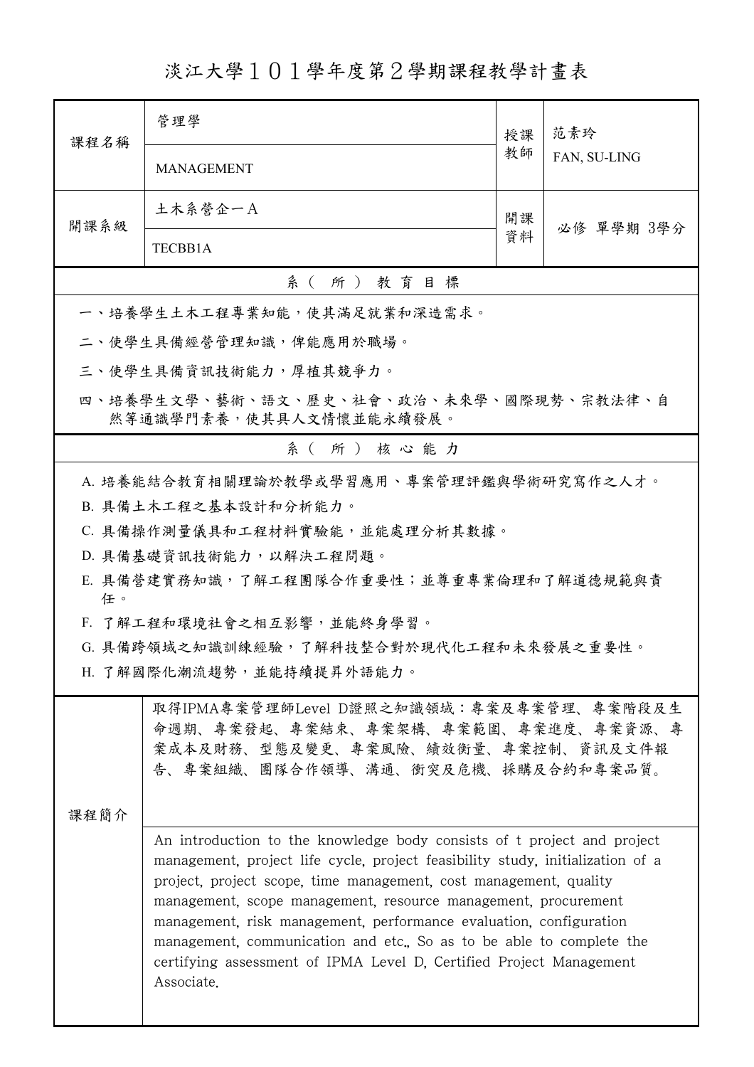# 淡江大學１０１學年度第２學期課程教學計畫表

| | | | |
|---|---|---|---|
| 課程名稱 | 管理學<br>MANAGEMENT | 授課教師 | 范素玲<br>FAN, SU-LING |
| 開課系級 | 土木系營企一A<br>TECBB1A | 開課資料 | 必修 單學期 3學分 |

## 系（所）教育目標

一、培養學生土木工程專業知能，使其滿足就業和深造需求。

二、使學生具備經營管理知識，俾能應用於職場。

三、使學生具備資訊技術能力，厚植其競爭力。

四、培養學生文學、藝術、語文、歷史、社會、政治、未來學、國際現勢、宗教法律、自然等通識學門素養，使其具人文情懷並能永續發展。

## 系（所）核心能力

A. 培養能結合教育相關理論於教學或學習應用、專案管理評鑑與學術研究寫作之人才。

B. 具備土木工程之基本設計和分析能力。

C. 具備操作測量儀具和工程材料實驗能，並能處理分析其數據。

D. 具備基礎資訊技術能力，以解決工程問題。

E. 具備營建實務知識，了解工程團隊合作重要性；並尊重專業倫理和了解道德規範與責任。

F. 了解工程和環境社會之相互影響，並能終身學習。

G. 具備跨領域之知識訓練經驗，了解科技整合對於現代化工程和未來發展之重要性。

H. 了解國際化潮流趨勢，並能持續提昇外語能力。

## 課程簡介

取得IPMA專案管理師Level D證照之知識領域：專案及專案管理、專案階段及生命週期、專案發起、專案結束、專案架構、專案範圍、專案進度、專案資源、專案成本及財務、型態及變更、專案風險、績效衡量、專案控制、資訊及文件報告、專案組織、團隊合作領導、溝通、衝突及危機、採購及合約和專案品質。

An introduction to the knowledge body consists of t project and project management, project life cycle, project feasibility study, initialization of a project, project scope, time management, cost management, quality management, scope management, resource management, procurement management, risk management, performance evaluation, configuration management, communication and etc., So as to be able to complete the certifying assessment of IPMA Level D, Certified Project Management Associate.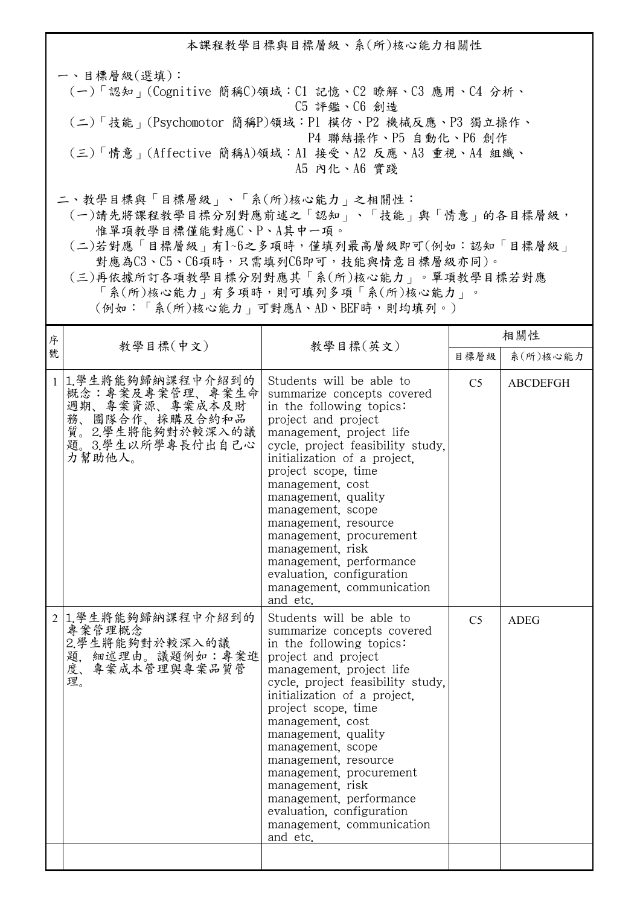本課程教學目標與目標層級、系(所)核心能力相關性

一、目標層級(選填)：

(一)「認知」(Cognitive 簡稱C)領域：C1 記憶、C2 瞭解、C3 應用、C4 分析、C5 評鑑、C6 創造

(二)「技能」(Psychomotor 簡稱P)領域：P1 模仿、P2 機械反應、P3 獨立操作、P4 聯結操作、P5 自動化、P6 創作

(三)「情意」(Affective 簡稱A)領域：A1 接受、A2 反應、A3 重視、A4 組織、A5 內化、A6 實踐

二、教學目標與「目標層級」、「系(所)核心能力」之相關性：

(一)請先將課程教學目標分別對應前述之「認知」、「技能」與「情意」的各目標層級，惟單項教學目標僅能對應C、P、A其中一項。

(二)若對應「目標層級」有1~6之多項時，僅填列最高層級即可(例如：認知「目標層級」對應為C3、C5、C6項時，只需填列C6即可，技能與情意目標層級亦同)。

(三)再依據所訂各項教學目標分別對應其「系(所)核心能力」。單項教學目標若對應「系(所)核心能力」有多項時，則可填列多項「系(所)核心能力」。(例如：「系(所)核心能力」可對應A、AD、BEF時，則均填列。)

| 序號 | 教學目標(中文) | 教學目標(英文) | 相關性 | |
|---|---|---|---|---|
| | | | 目標層級 | 系(所)核心能力 |
| 1 | 1.學生將能夠歸納課程中介紹到的概念：專案及專案管理、專案生命週期、專案資源、專案成本及財務、團隊合作、採購及合約和品質。2.學生將能夠對於較深入的議題。3.學生以所學專長付出自己心力幫助他人。 | Students will be able to summarize concepts covered in the following topics: project and project management, project life cycle, project feasibility study, initialization of a project, project scope, time management, cost management, quality management, scope management, resource management, procurement management, risk management, performance evaluation, configuration management, communication and etc. | C5 | ABCDEFGH |
| 2 | 1.學生將能夠歸納課程中介紹到的專案管理概念<br>2.學生將能夠對於較深入的議題, 細述理由。議題例如：專案進度、專案成本管理與專案品質管理。 | Students will be able to summarize concepts covered in the following topics: project and project management, project life cycle, project feasibility study, initialization of a project, project scope, time management, cost management, quality management, scope management, resource management, procurement management, risk management, performance evaluation, configuration management, communication and etc. | C5 | ADEG |
| | | | | |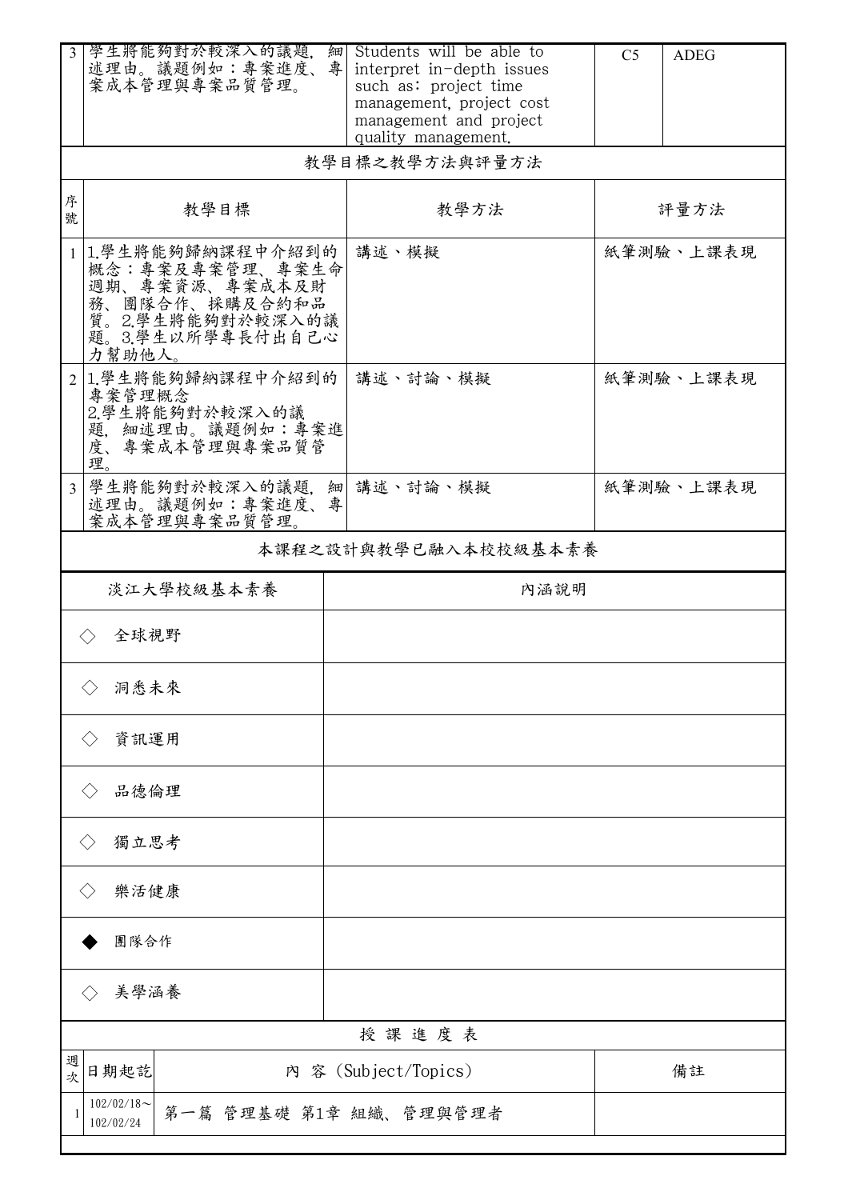| | | | | |
|---|---|---|---|---|
| 3 | 學生將能夠對於較深入的議題，細述理由。議題例如：專案進度、專案成本管理與專案品質管理。 | Students will be able to interpret in-depth issues such as: project time management, project cost management and project quality management. | C5 | ADEG |

### 教學目標之教學方法與評量方法

| 序號 | 教學目標 | 教學方法 | 評量方法 |
|---|---|---|---|
| 1 | 1.學生將能夠歸納課程中介紹到的概念：專案及專案管理、專案生命週期、專案資源、專案成本及財務、團隊合作、採購及合約和品質。2.學生將能夠對於較深入的議題。3.學生以所學專長付出自己心力幫助他人。 | 講述、模擬 | 紙筆測驗、上課表現 |
| 2 | 1.學生將能夠歸納課程中介紹到的專案管理概念<br>2.學生將能夠對於較深入的議題，細述理由。議題例如：專案進度、專案成本管理與專案品質管理。 | 講述、討論、模擬 | 紙筆測驗、上課表現 |
| 3 | 學生將能夠對於較深入的議題，細述理由。議題例如：專案進度、專案成本管理與專案品質管理。 | 講述、討論、模擬 | 紙筆測驗、上課表現 |

### 本課程之設計與教學已融入本校校級基本素養

| 淡江大學校級基本素養 | 內涵說明 |
|---|---|
| ◇ 全球視野 | |
| ◇ 洞悉未來 | |
| ◇ 資訊運用 | |
| ◇ 品德倫理 | |
| ◇ 獨立思考 | |
| ◇ 樂活健康 | |
| ◆ 團隊合作 | |
| ◇ 美學涵養 | |

### 授 課 進 度 表

| 週次 | 日期起訖 | 內 容 (Subject/Topics) | 備註 |
|---|---|---|---|
| 1 | 102/02/18～102/02/24 | 第一篇 管理基礎 第1章 組織、管理與管理者 | |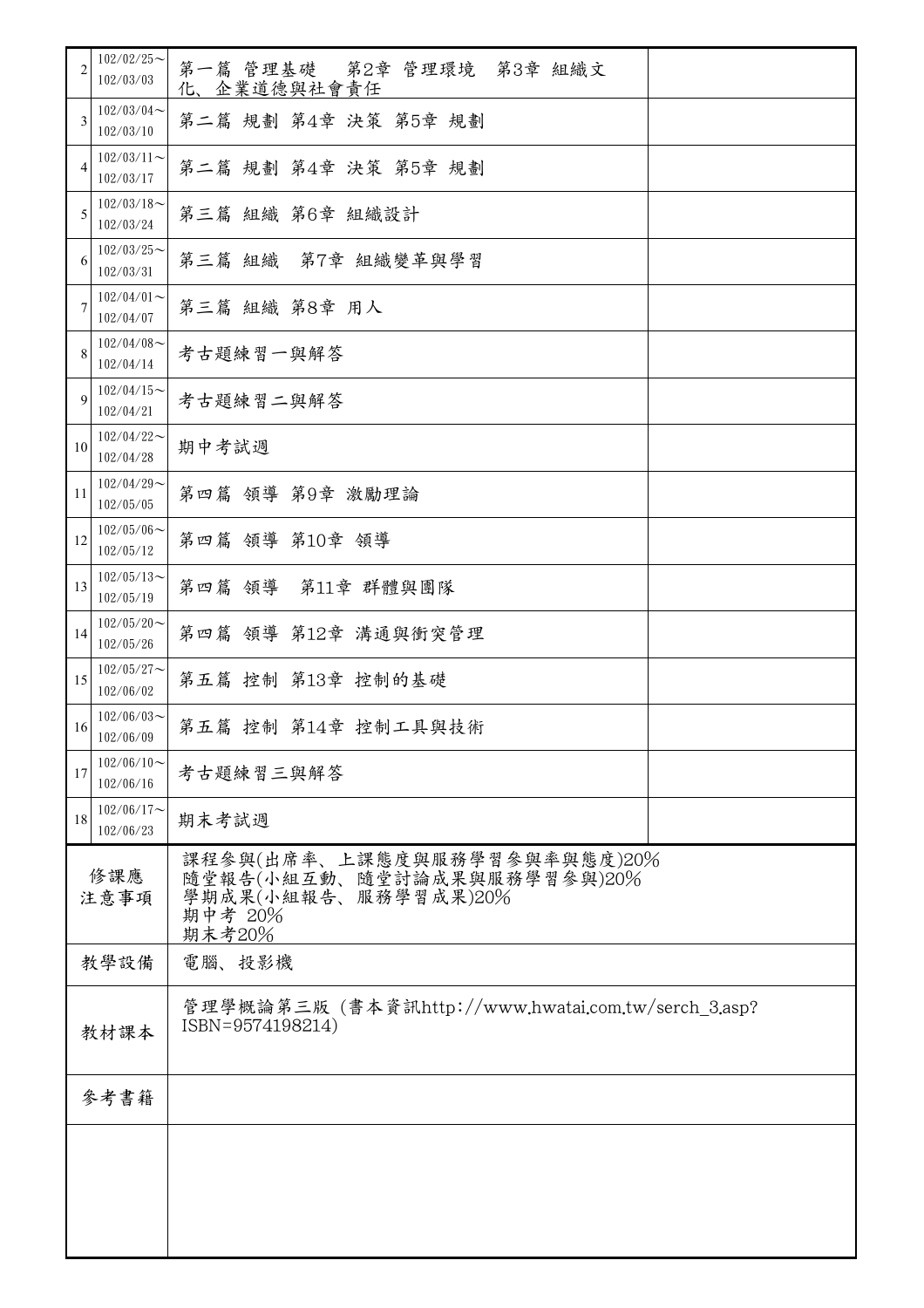| | | | |
|---|---|---|---|
| 2 | 102/02/25～102/03/03 | 第一篇 管理基礎　第2章 管理環境　第3章 組織文化、企業道德與社會責任 | |
| 3 | 102/03/04～102/03/10 | 第二篇 規劃 第4章 決策 第5章 規劃 | |
| 4 | 102/03/11～102/03/17 | 第二篇 規劃 第4章 決策 第5章 規劃 | |
| 5 | 102/03/18～102/03/24 | 第三篇 組織 第6章 組織設計 | |
| 6 | 102/03/25～102/03/31 | 第三篇 組織　第7章 組織變革與學習 | |
| 7 | 102/04/01～102/04/07 | 第三篇 組織 第8章 用人 | |
| 8 | 102/04/08～102/04/14 | 考古題練習一與解答 | |
| 9 | 102/04/15～102/04/21 | 考古題練習二與解答 | |
| 10 | 102/04/22～102/04/28 | 期中考試週 | |
| 11 | 102/04/29～102/05/05 | 第四篇 領導 第9章 激勵理論 | |
| 12 | 102/05/06～102/05/12 | 第四篇 領導 第10章 領導 | |
| 13 | 102/05/13～102/05/19 | 第四篇 領導　第11章 群體與團隊 | |
| 14 | 102/05/20～102/05/26 | 第四篇 領導 第12章 溝通與衝突管理 | |
| 15 | 102/05/27～102/06/02 | 第五篇 控制 第13章 控制的基礎 | |
| 16 | 102/06/03～102/06/09 | 第五篇 控制 第14章 控制工具與技術 | |
| 17 | 102/06/10～102/06/16 | 考古題練習三與解答 | |
| 18 | 102/06/17～102/06/23 | 期末考試週 | |

| | |
|---|---|
| 修課應注意事項 | 課程參與(出席率、上課態度與服務學習參與率與態度)20%<br>隨堂報告(小組互動、隨堂討論成果與服務學習參與)20%<br>學期成果(小組報告、服務學習成果)20%<br>期中考 20%<br>期末考20% |
| 教學設備 | 電腦、投影機 |
| 教材課本 | 管理學概論第三版 (書本資訊http://www.hwatai.com.tw/serch_3.asp?ISBN=9574198214) |
| 參考書籍 | |
| | |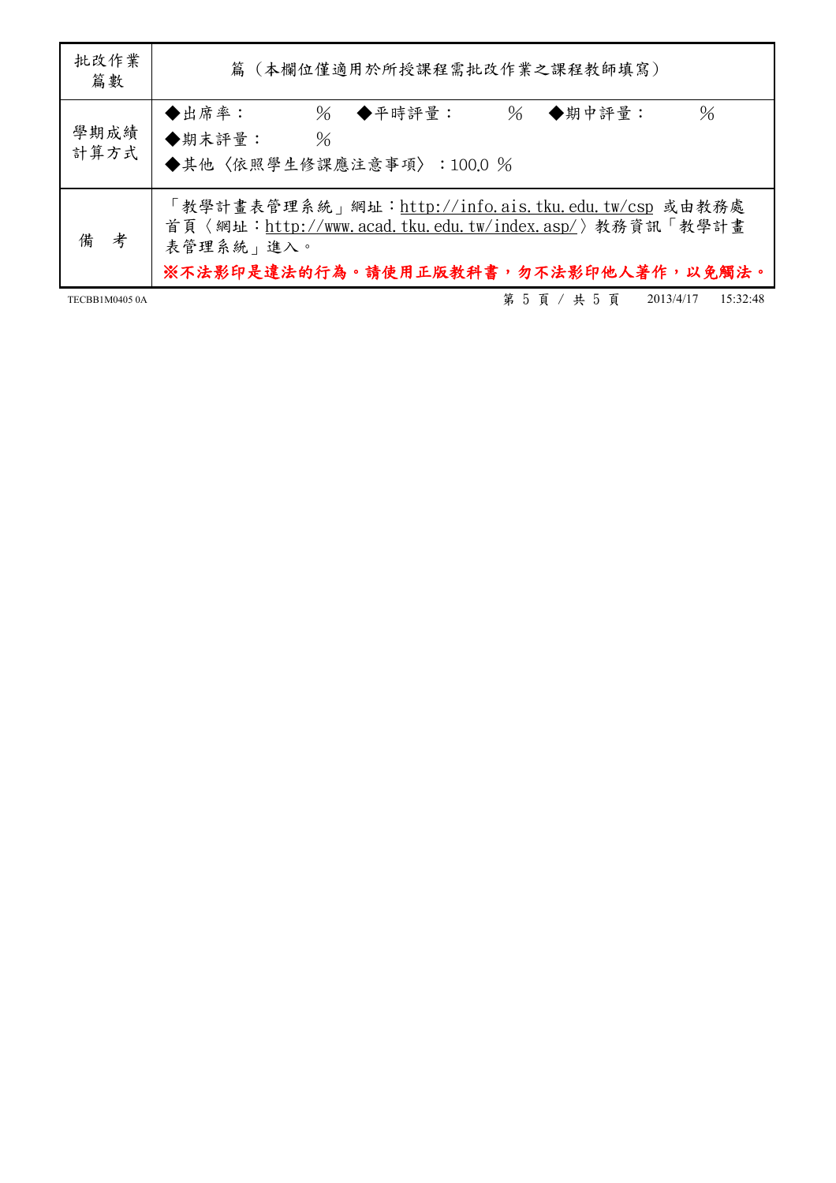| | |
|---|---|
| 批改作業篇數 | 篇（本欄位僅適用於所授課程需批改作業之課程教師填寫） |
| 學期成績計算方式 | ◆出席率：　　%　◆平時評量：　　%　◆期中評量：　　%<br>◆期末評量：　　%<br>◆其他〈依照學生修課應注意事項〉：100.0 % |
| 備　考 | 「教學計畫表管理系統」網址：http://info.ais.tku.edu.tw/csp 或由教務處首頁〈網址：http://www.acad.tku.edu.tw/index.asp/〉教務資訊「教學計畫表管理系統」進入。<br>**※不法影印是違法的行為。請使用正版教科書，勿不法影印他人著作，以免觸法。** |

TECBB1M0405 0A　　2013/4/17　15:32:48